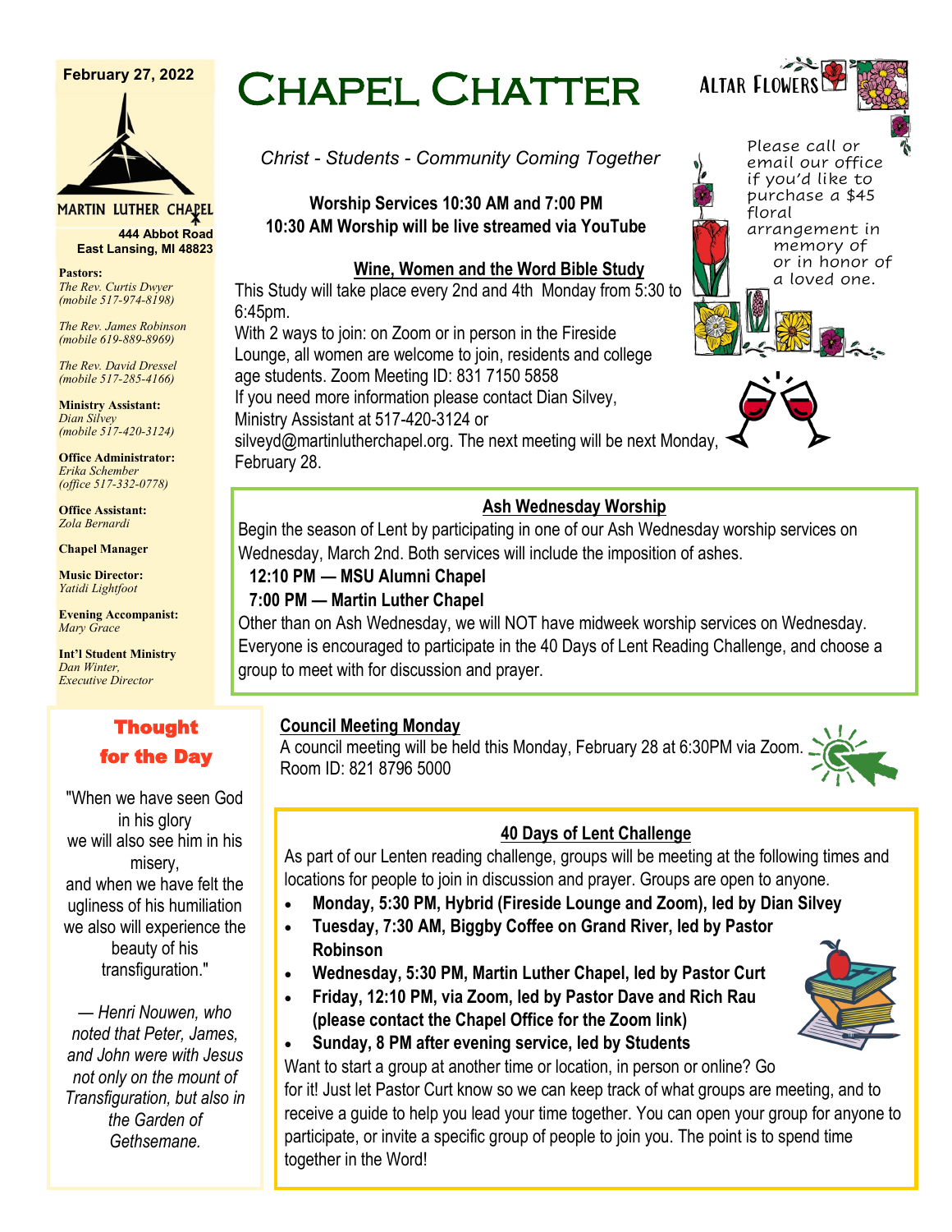# Chapel Chatter

February 27, 2022

MARTIN LUTHER CHAPEL
444 Abbot Road
East Lansing, MI 48823

**Pastors:**
*The Rev. Curtis Dwyer (mobile 517-974-8198)*

*The Rev. James Robinson (mobile 619-889-8969)*

*The Rev. David Dressel (mobile 517-285-4166)*

**Ministry Assistant:**
*Dian Silvey (mobile 517-420-3124)*

**Office Administrator:**
*Erika Schember (office 517-332-0778)*

**Office Assistant:**
*Zola Bernardi*

**Chapel Manager**

**Music Director:**
*Yatidi Lightfoot*

**Evening Accompanist:**
*Mary Grace*

**Int'l Student Ministry**
*Dan Winter, Executive Director*

## Thought for the Day

"When we have seen God in his glory we will also see him in his misery, and when we have felt the ugliness of his humiliation we also will experience the beauty of his transfiguration."

*— Henri Nouwen, who noted that Peter, James, and John were with Jesus not only on the mount of Transfiguration, but also in the Garden of Gethsemane.*

*Christ - Students - Community Coming Together*

**Worship Services 10:30 AM and 7:00 PM**
**10:30 AM Worship will be live streamed via YouTube**

## Altar Flowers

Please call or email our office if you'd like to purchase a $45 floral arrangement in memory of or in honor of a loved one.

## Wine, Women and the Word Bible Study

This Study will take place every 2nd and 4th Monday from 5:30 to 6:45pm.
With 2 ways to join: on Zoom or in person in the Fireside Lounge, all women are welcome to join, residents and college age students. Zoom Meeting ID: 831 7150 5858
If you need more information please contact Dian Silvey, Ministry Assistant at 517-420-3124 or silveyd@martinlutherchapel.org. The next meeting will be next Monday, February 28.

## Ash Wednesday Worship

Begin the season of Lent by participating in one of our Ash Wednesday worship services on Wednesday, March 2nd. Both services will include the imposition of ashes.

**12:10 PM — MSU Alumni Chapel**
**7:00 PM — Martin Luther Chapel**

Other than on Ash Wednesday, we will NOT have midweek worship services on Wednesday. Everyone is encouraged to participate in the 40 Days of Lent Reading Challenge, and choose a group to meet with for discussion and prayer.

## Council Meeting Monday

A council meeting will be held this Monday, February 28 at 6:30PM via Zoom. Room ID: 821 8796 5000

## 40 Days of Lent Challenge

As part of our Lenten reading challenge, groups will be meeting at the following times and locations for people to join in discussion and prayer. Groups are open to anyone.

- **Monday, 5:30 PM, Hybrid (Fireside Lounge and Zoom), led by Dian Silvey**
- **Tuesday, 7:30 AM, Biggby Coffee on Grand River, led by Pastor Robinson**
- **Wednesday, 5:30 PM, Martin Luther Chapel, led by Pastor Curt**
- **Friday, 12:10 PM, via Zoom, led by Pastor Dave and Rich Rau (please contact the Chapel Office for the Zoom link)**
- **Sunday, 8 PM after evening service, led by Students**

Want to start a group at another time or location, in person or online? Go for it! Just let Pastor Curt know so we can keep track of what groups are meeting, and to receive a guide to help you lead your time together. You can open your group for anyone to participate, or invite a specific group of people to join you. The point is to spend time together in the Word!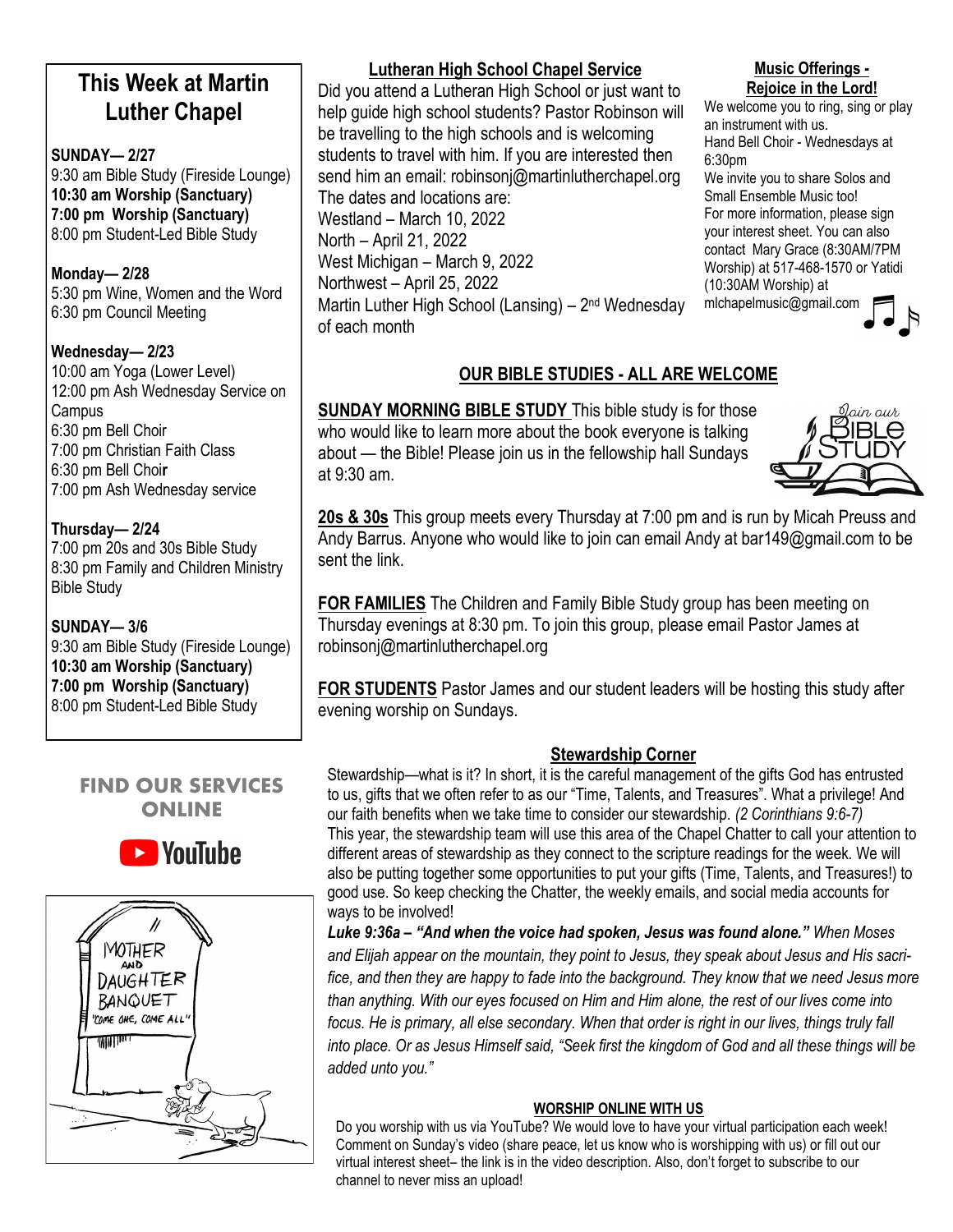# This Week at Martin Luther Chapel

**SUNDAY— 2/27**
9:30 am Bible Study (Fireside Lounge)
**10:30 am Worship (Sanctuary)**
**7:00 pm Worship (Sanctuary)**
8:00 pm Student-Led Bible Study

**Monday— 2/28**
5:30 pm Wine, Women and the Word
6:30 pm Council Meeting

**Wednesday— 2/23**
10:00 am Yoga (Lower Level)
12:00 pm Ash Wednesday Service on Campus
6:30 pm Bell Choir
7:00 pm Christian Faith Class
6:30 pm Bell Choir
7:00 pm Ash Wednesday service

**Thursday— 2/24**
7:00 pm 20s and 30s Bible Study
8:30 pm Family and Children Ministry Bible Study

**SUNDAY— 3/6**
9:30 am Bible Study (Fireside Lounge)
**10:30 am Worship (Sanctuary)**
**7:00 pm Worship (Sanctuary)**
8:00 pm Student-Led Bible Study

## FIND OUR SERVICES ONLINE

YouTube

MOTHER AND DAUGHTER BANQUET
"COME ONE, COME ALL"

## Lutheran High School Chapel Service

Did you attend a Lutheran High School or just want to help guide high school students? Pastor Robinson will be travelling to the high schools and is welcoming students to travel with him. If you are interested then send him an email: robinsonj@martinlutherchapel.org
The dates and locations are:
Westland – March 10, 2022
North – April 21, 2022
West Michigan – March 9, 2022
Northwest – April 25, 2022
Martin Luther High School (Lansing) – 2nd Wednesday of each month

## Music Offerings - Rejoice in the Lord!

We welcome you to ring, sing or play an instrument with us.
Hand Bell Choir - Wednesdays at 6:30pm
We invite you to share Solos and Small Ensemble Music too!
For more information, please sign your interest sheet. You can also contact Mary Grace (8:30AM/7PM Worship) at 517-468-1570 or Yatidi (10:30AM Worship) at mlchapelmusic@gmail.com

## OUR BIBLE STUDIES - ALL ARE WELCOME

**SUNDAY MORNING BIBLE STUDY** This bible study is for those who would like to learn more about the book everyone is talking about — the Bible! Please join us in the fellowship hall Sundays at 9:30 am.

Join our BIBLE STUDY

**20s & 30s** This group meets every Thursday at 7:00 pm and is run by Micah Preuss and Andy Barrus. Anyone who would like to join can email Andy at bar149@gmail.com to be sent the link.

**FOR FAMILIES** The Children and Family Bible Study group has been meeting on Thursday evenings at 8:30 pm. To join this group, please email Pastor James at robinsonj@martinlutherchapel.org

**FOR STUDENTS** Pastor James and our student leaders will be hosting this study after evening worship on Sundays.

## Stewardship Corner

Stewardship—what is it? In short, it is the careful management of the gifts God has entrusted to us, gifts that we often refer to as our "Time, Talents, and Treasures". What a privilege! And our faith benefits when we take time to consider our stewardship. *(2 Corinthians 9:6-7)*
This year, the stewardship team will use this area of the Chapel Chatter to call your attention to different areas of stewardship as they connect to the scripture readings for the week. We will also be putting together some opportunities to put your gifts (Time, Talents, and Treasures!) to good use. So keep checking the Chatter, the weekly emails, and social media accounts for ways to be involved!

***Luke 9:36a – "And when the voice had spoken, Jesus was found alone."*** *When Moses and Elijah appear on the mountain, they point to Jesus, they speak about Jesus and His sacrifice, and then they are happy to fade into the background. They know that we need Jesus more than anything. With our eyes focused on Him and Him alone, the rest of our lives come into focus. He is primary, all else secondary. When that order is right in our lives, things truly fall into place. Or as Jesus Himself said, "Seek first the kingdom of God and all these things will be added unto you."*

### WORSHIP ONLINE WITH US

Do you worship with us via YouTube? We would love to have your virtual participation each week! Comment on Sunday's video (share peace, let us know who is worshipping with us) or fill out our virtual interest sheet– the link is in the video description. Also, don't forget to subscribe to our channel to never miss an upload!